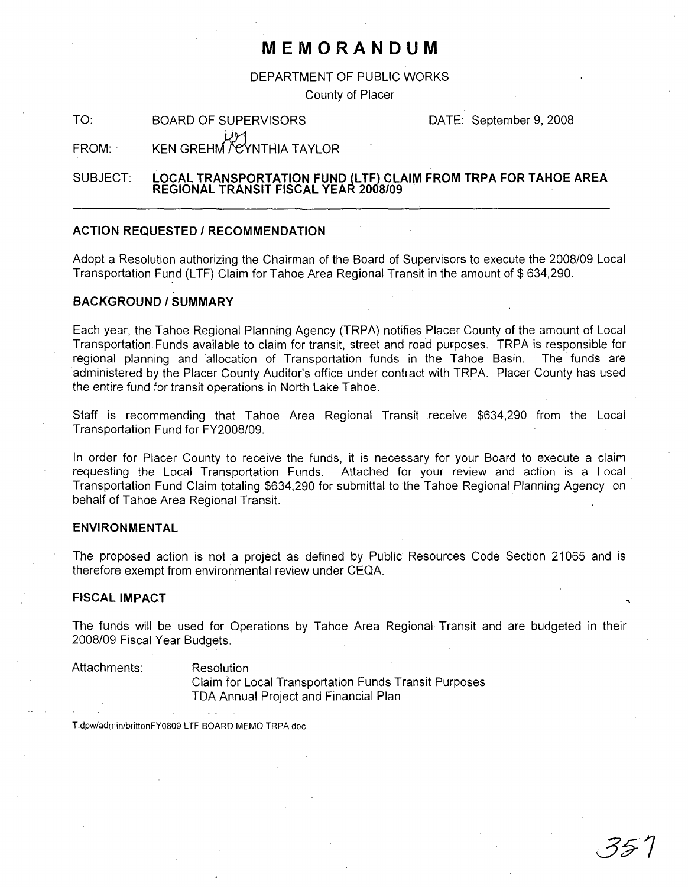# MEMORANDUM

DEPARTMENT OF PUBLIC WORKS

County of Placer

TO: BOARD OF SUPERVISORS DATE: September 9, 2008

FROM: KEN GREHM / CYNTHIA TAYLOR

SUBJECT: **LOCAL TRANSPORTATION FUND (LTF) CLAIM FROM TRPA FOR TAHOE AREA REGIONAL TRANSIT FISCAL YEAR 2008/09**

---

## ACTION REQUESTED / RECOMMENDATION

Adopt a Resolution authorizing the Chairman of the Board of Supervisors to execute the 2008/09 Local Transportation Fund (LTF) Claim for Tahoe Area Regional Transit in the amount of $ 634,290.

## BACKGROUND / SUMMARY

Each year, the Tahoe Regional Planning Agency (TRPA) notifies Placer County of the amount of Local Transportation Funds available to claim for transit, street and road purposes. TRPA is responsible for regional planning and allocation of Transportation funds in the Tahoe Basin. The funds are administered by the Placer County Auditor's office under contract with TRPA. Placer County has used the entire fund for transit operations in North Lake Tahoe.

Staff is recommending that Tahoe Area Regional Transit receive $634,290 from the Local Transportation Fund for FY2008/09.

In order for Placer County to receive the funds, it is necessary for your Board to execute a claim requesting the Local Transportation Funds. Attached for your review and action is a Local Transportation Fund Claim totaling $634,290 for submittal to the Tahoe Regional Planning Agency on behalf of Tahoe Area Regional Transit.

## ENVIRONMENTAL

The proposed action is not a project as defined by Public Resources Code Section 21065 and is therefore exempt from environmental review under CEQA.

## FISCAL IMPACT

The funds will be used for Operations by Tahoe Area Regional Transit and are budgeted in their 2008/09 Fiscal Year Budgets.

Attachments:
- Resolution
- Claim for Local Transportation Funds Transit Purposes
- TDA Annual Project and Financial Plan

T:dpw/admin/brittonFY0809 LTF BOARD MEMO TRPA.doc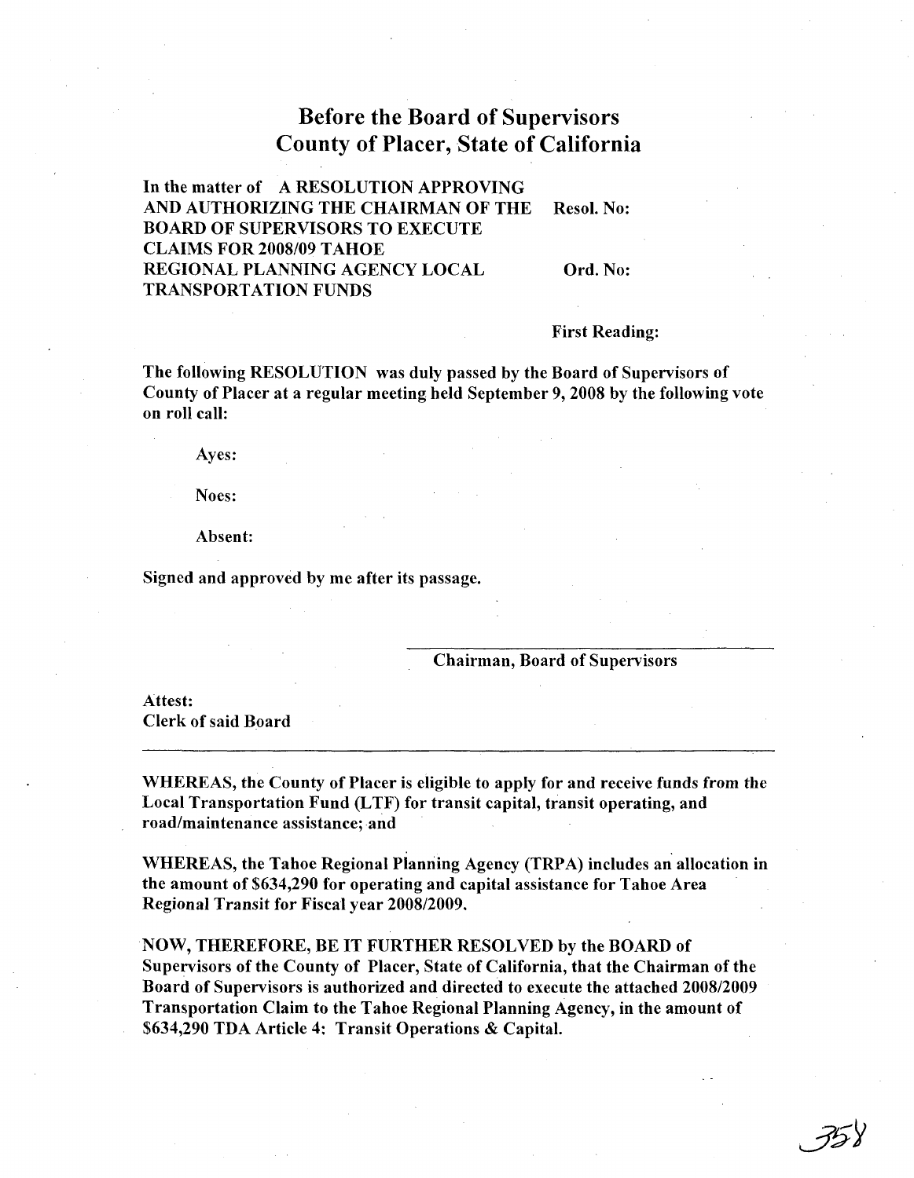# Before the Board of Supervisors
# County of Placer, State of California

In the matter of A RESOLUTION APPROVING AND AUTHORIZING THE CHAIRMAN OF THE BOARD OF SUPERVISORS TO EXECUTE CLAIMS FOR 2008/09 TAHOE REGIONAL PLANNING AGENCY LOCAL TRANSPORTATION FUNDS

Resol. No:

Ord. No:

First Reading:

The following RESOLUTION was duly passed by the Board of Supervisors of County of Placer at a regular meeting held September 9, 2008 by the following vote on roll call:

Ayes:

Noes:

Absent:

Signed and approved by me after its passage.

Chairman, Board of Supervisors

Attest:
Clerk of said Board

---

WHEREAS, the County of Placer is eligible to apply for and receive funds from the Local Transportation Fund (LTF) for transit capital, transit operating, and road/maintenance assistance; and

WHEREAS, the Tahoe Regional Planning Agency (TRPA) includes an allocation in the amount of $634,290 for operating and capital assistance for Tahoe Area Regional Transit for Fiscal year 2008/2009.

NOW, THEREFORE, BE IT FURTHER RESOLVED by the BOARD of Supervisors of the County of Placer, State of California, that the Chairman of the Board of Supervisors is authorized and directed to execute the attached 2008/2009 Transportation Claim to the Tahoe Regional Planning Agency, in the amount of $634,290 TDA Article 4: Transit Operations & Capital.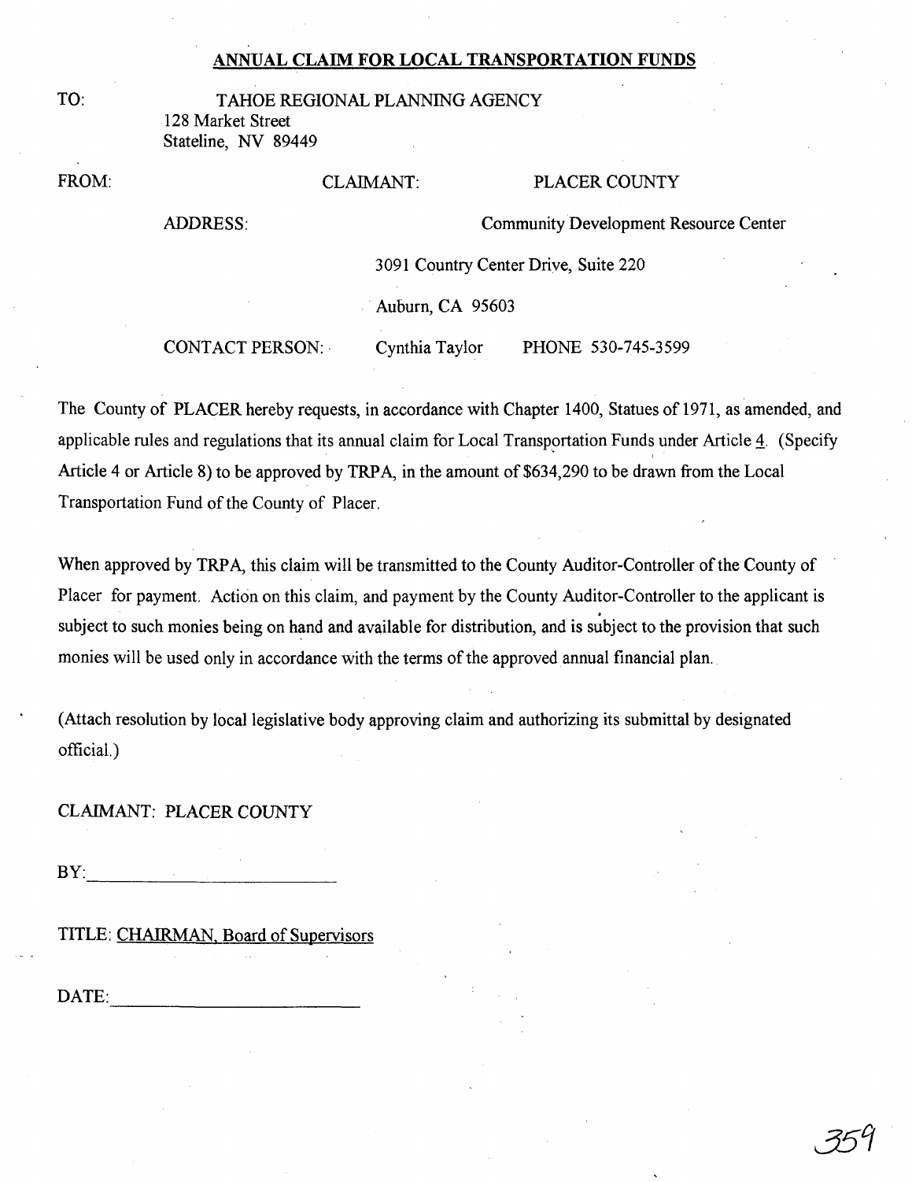## ANNUAL CLAIM FOR LOCAL TRANSPORTATION FUNDS

TO: TAHOE REGIONAL PLANNING AGENCY
128 Market Street
Stateline, NV 89449

FROM: CLAIMANT: PLACER COUNTY

ADDRESS: Community Development Resource Center

3091 Country Center Drive, Suite 220

Auburn, CA 95603

CONTACT PERSON: Cynthia Taylor PHONE 530-745-3599

The County of PLACER hereby requests, in accordance with Chapter 1400, Statues of 1971, as amended, and applicable rules and regulations that its annual claim for Local Transportation Funds under Article 4. (Specify Article 4 or Article 8) to be approved by TRPA, in the amount of $634,290 to be drawn from the Local Transportation Fund of the County of Placer.

When approved by TRPA, this claim will be transmitted to the County Auditor-Controller of the County of Placer for payment. Action on this claim, and payment by the County Auditor-Controller to the applicant is subject to such monies being on hand and available for distribution, and is subject to the provision that such monies will be used only in accordance with the terms of the approved annual financial plan.

(Attach resolution by local legislative body approving claim and authorizing its submittal by designated official.)

CLAIMANT: PLACER COUNTY

BY: ____________________________

TITLE: CHAIRMAN, Board of Supervisors

DATE: ____________________________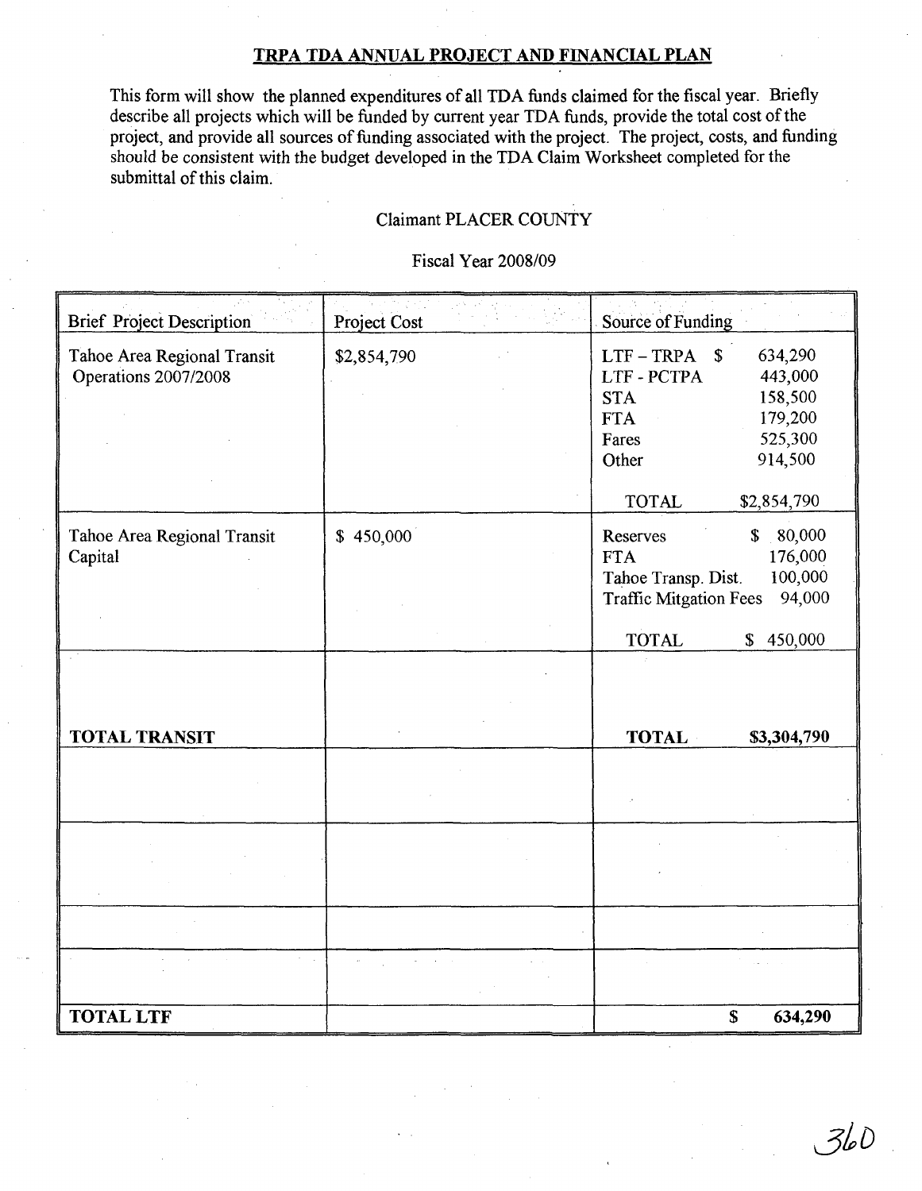## TRPA TDA ANNUAL PROJECT AND FINANCIAL PLAN

This form will show the planned expenditures of all TDA funds claimed for the fiscal year. Briefly describe all projects which will be funded by current year TDA funds, provide the total cost of the project, and provide all sources of funding associated with the project. The project, costs, and funding should be consistent with the budget developed in the TDA Claim Worksheet completed for the submittal of this claim.

Claimant PLACER COUNTY

Fiscal Year 2008/09

| Brief Project Description | Project Cost | Source of Funding |
|---|---|---|
| Tahoe Area Regional Transit Operations 2007/2008 | $2,854,790 | LTF – TRPA $ 634,290<br>LTF - PCTPA 443,000<br>STA 158,500<br>FTA 179,200<br>Fares 525,300<br>Other 914,500<br><br>TOTAL $2,854,790 |
| Tahoe Area Regional Transit Capital | $ 450,000 | Reserves $ 80,000<br>FTA 176,000<br>Tahoe Transp. Dist. 100,000<br>Traffic Mitgation Fees 94,000<br><br>TOTAL $ 450,000 |
| **TOTAL TRANSIT** | | **TOTAL $3,304,790** |
| | | |
| | | |
| | | |
| | | |
| **TOTAL LTF** | | **$ 634,290** |